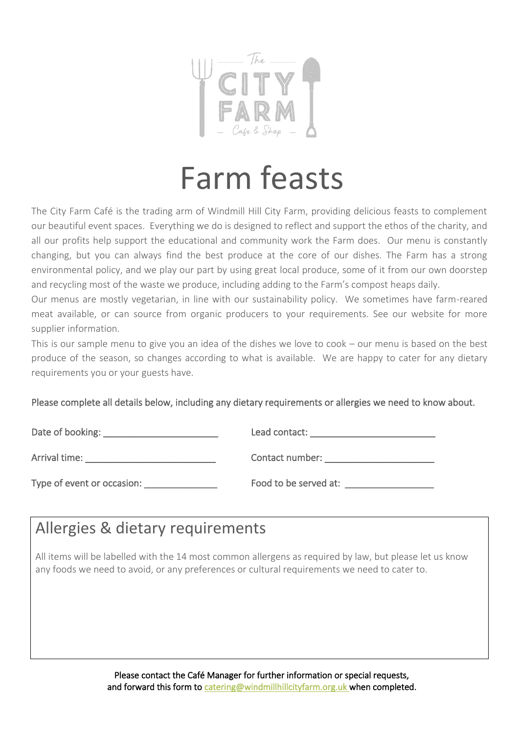# Farm feasts

The City Farm Café is the trading arm of Windmill Hill City Farm, providing delicious feasts to complement our beautiful event spaces. Everything we do is designed to reflect and support the ethos of the charity, and all our profits help support the educational and community work the Farm does. Our menu is constantly changing, but you can always find the best produce at the core of our dishes. The Farm has a strong environmental policy, and we play our part by using great local produce, some of it from our own doorstep and recycling most of the waste we produce, including adding to the Farm's compost heaps daily.

Our menus are mostly vegetarian, in line with our sustainability policy. We sometimes have farm-reared meat available, or can source from organic producers to your requirements. See our website for more supplier information.

This is our sample menu to give you an idea of the dishes we love to cook – our menu is based on the best produce of the season, so changes according to what is available. We are happy to cater for any dietary requirements you or your guests have.

Please complete all details below, including any dietary requirements or allergies we need to know about.

Date of booking: ______________________

Lead contact: ________________________

Arrival time: _________________________

Contact number: _____________________

Type of event or occasion: ______________

Food to be served at: _________________

## Allergies & dietary requirements

All items will be labelled with the 14 most common allergens as required by law, but please let us know any foods we need to avoid, or any preferences or cultural requirements we need to cater to.

Please contact the Café Manager for further information or special requests, and forward this form to catering@windmillhillcityfarm.org.uk when completed.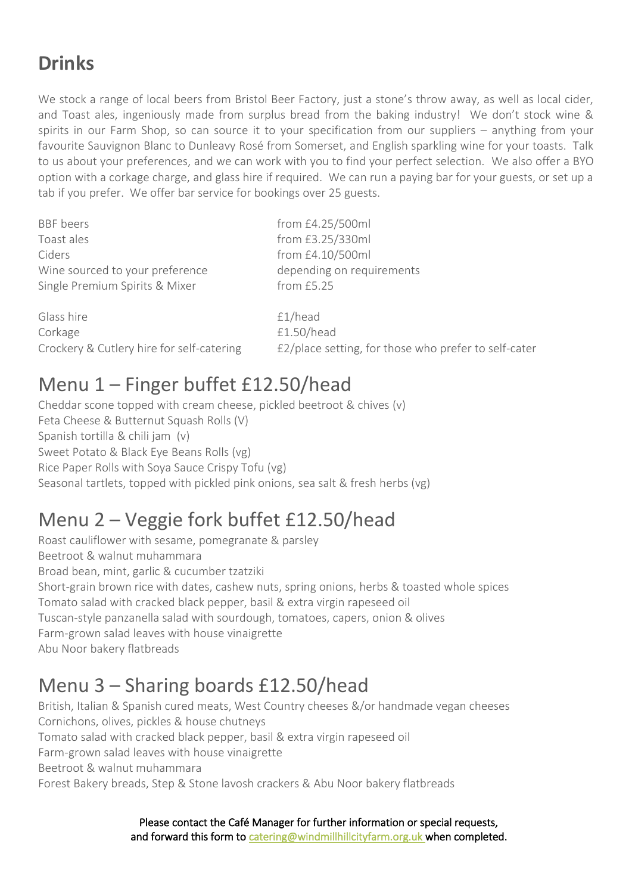## Drinks

We stock a range of local beers from Bristol Beer Factory, just a stone's throw away, as well as local cider, and Toast ales, ingeniously made from surplus bread from the baking industry! We don't stock wine & spirits in our Farm Shop, so can source it to your specification from our suppliers – anything from your favourite Sauvignon Blanc to Dunleavy Rosé from Somerset, and English sparkling wine for your toasts. Talk to us about your preferences, and we can work with you to find your perfect selection. We also offer a BYO option with a corkage charge, and glass hire if required. We can run a paying bar for your guests, or set up a tab if you prefer. We offer bar service for bookings over 25 guests.

| | |
|---|---|
| BBF beers | from £4.25/500ml |
| Toast ales | from £3.25/330ml |
| Ciders | from £4.10/500ml |
| Wine sourced to your preference | depending on requirements |
| Single Premium Spirits & Mixer | from £5.25 |
| Glass hire | £1/head |
| Corkage | £1.50/head |
| Crockery & Cutlery hire for self-catering | £2/place setting, for those who prefer to self-cater |

# Menu 1 – Finger buffet £12.50/head

Cheddar scone topped with cream cheese, pickled beetroot & chives (v)
Feta Cheese & Butternut Squash Rolls (V)
Spanish tortilla & chili jam (v)
Sweet Potato & Black Eye Beans Rolls (vg)
Rice Paper Rolls with Soya Sauce Crispy Tofu (vg)
Seasonal tartlets, topped with pickled pink onions, sea salt & fresh herbs (vg)

# Menu 2 – Veggie fork buffet £12.50/head

Roast cauliflower with sesame, pomegranate & parsley
Beetroot & walnut muhammara
Broad bean, mint, garlic & cucumber tzatziki
Short-grain brown rice with dates, cashew nuts, spring onions, herbs & toasted whole spices
Tomato salad with cracked black pepper, basil & extra virgin rapeseed oil
Tuscan-style panzanella salad with sourdough, tomatoes, capers, onion & olives
Farm-grown salad leaves with house vinaigrette
Abu Noor bakery flatbreads

# Menu 3 – Sharing boards £12.50/head

British, Italian & Spanish cured meats, West Country cheeses &/or handmade vegan cheeses
Cornichons, olives, pickles & house chutneys
Tomato salad with cracked black pepper, basil & extra virgin rapeseed oil
Farm-grown salad leaves with house vinaigrette
Beetroot & walnut muhammara
Forest Bakery breads, Step & Stone lavosh crackers & Abu Noor bakery flatbreads

Please contact the Café Manager for further information or special requests, and forward this form to catering@windmillhillcityfarm.org.uk when completed.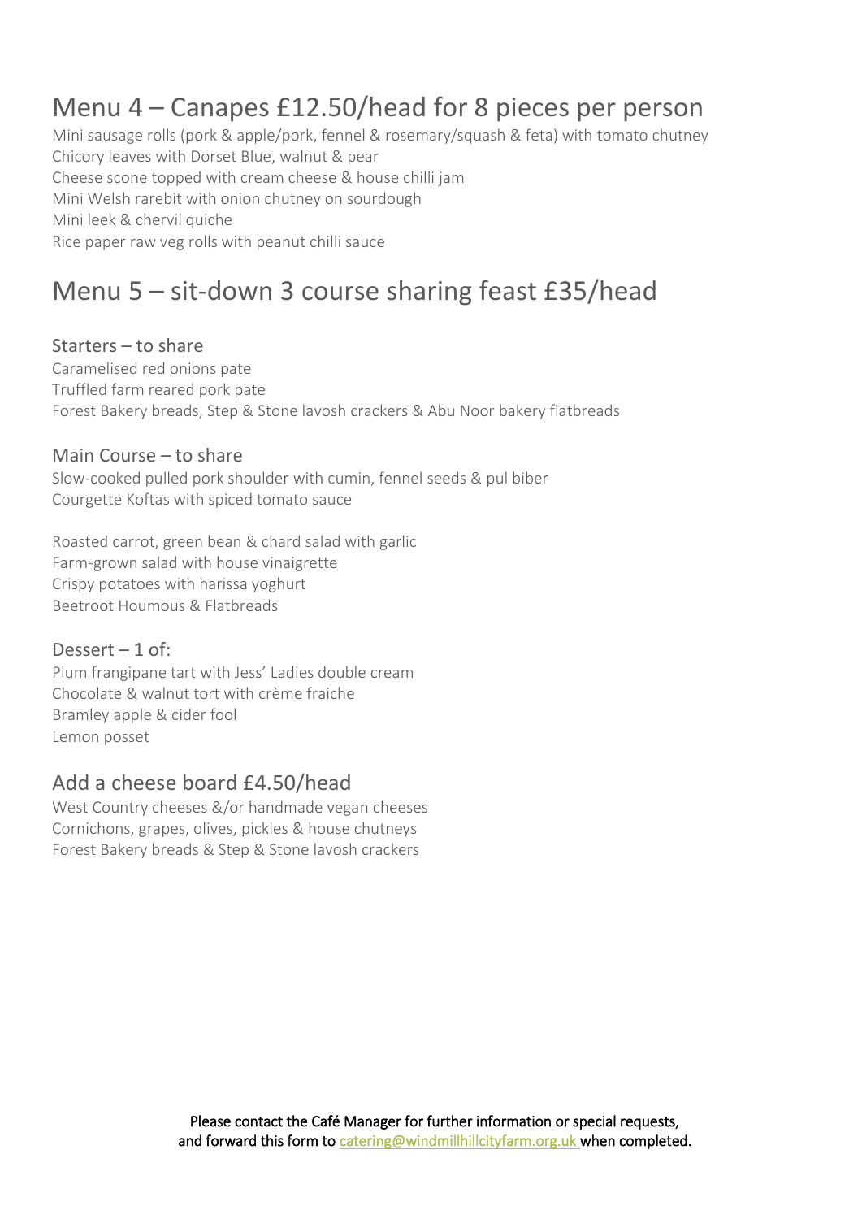## Menu 4 – Canapes £12.50/head for 8 pieces per person

Mini sausage rolls (pork & apple/pork, fennel & rosemary/squash & feta) with tomato chutney
Chicory leaves with Dorset Blue, walnut & pear
Cheese scone topped with cream cheese & house chilli jam
Mini Welsh rarebit with onion chutney on sourdough
Mini leek & chervil quiche
Rice paper raw veg rolls with peanut chilli sauce

## Menu 5 – sit-down 3 course sharing feast £35/head

### Starters – to share

Caramelised red onions pate
Truffled farm reared pork pate
Forest Bakery breads, Step & Stone lavosh crackers & Abu Noor bakery flatbreads

### Main Course – to share

Slow-cooked pulled pork shoulder with cumin, fennel seeds & pul biber
Courgette Koftas with spiced tomato sauce

Roasted carrot, green bean & chard salad with garlic
Farm-grown salad with house vinaigrette
Crispy potatoes with harissa yoghurt
Beetroot Houmous & Flatbreads

### Dessert – 1 of:

Plum frangipane tart with Jess' Ladies double cream
Chocolate & walnut tort with crème fraiche
Bramley apple & cider fool
Lemon posset

## Add a cheese board £4.50/head

West Country cheeses &/or handmade vegan cheeses
Cornichons, grapes, olives, pickles & house chutneys
Forest Bakery breads & Step & Stone lavosh crackers

**Please contact the Café Manager for further information or special requests, and forward this form to catering@windmillhillcityfarm.org.uk when completed.**